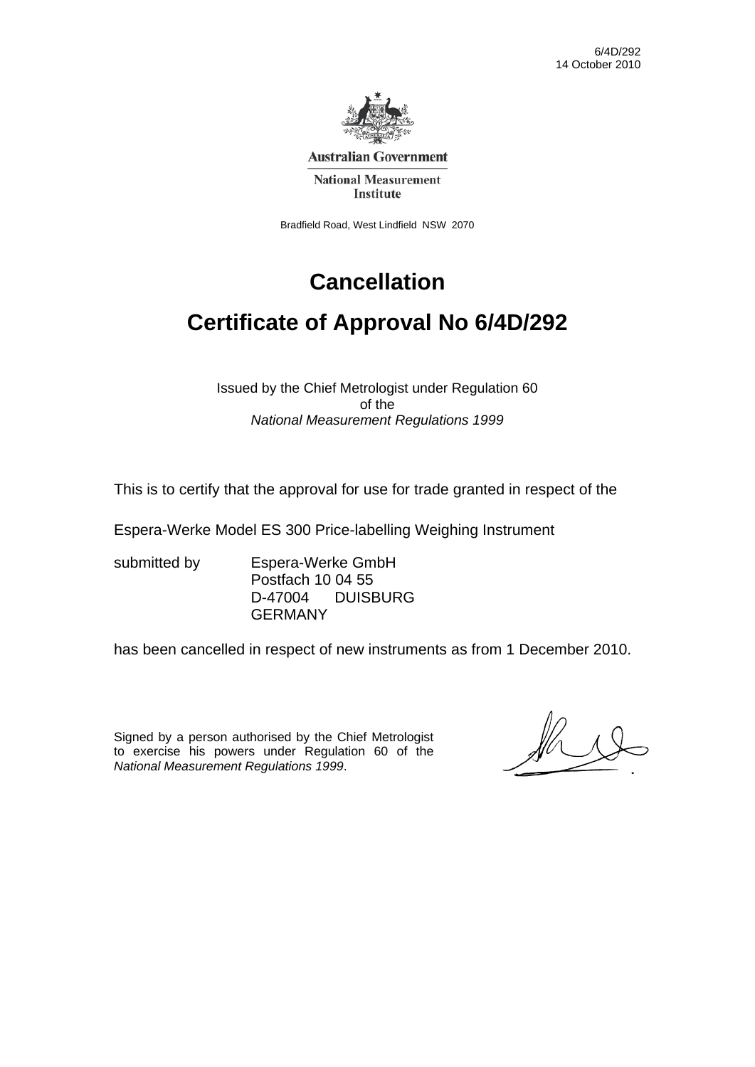6/4D/292
14 October 2010

**Australian Government**

**National Measurement Institute**

Bradfield Road, West Lindfield NSW 2070

# Cancellation

# Certificate of Approval No 6/4D/292

Issued by the Chief Metrologist under Regulation 60
of the
*National Measurement Regulations 1999*

This is to certify that the approval for use for trade granted in respect of the

Espera-Werke Model ES 300 Price-labelling Weighing Instrument

submitted by Espera-Werke GmbH
Postfach 10 04 55
D-47004 DUISBURG
GERMANY

has been cancelled in respect of new instruments as from 1 December 2010.

Signed by a person authorised by the Chief Metrologist to exercise his powers under Regulation 60 of the *National Measurement Regulations 1999*.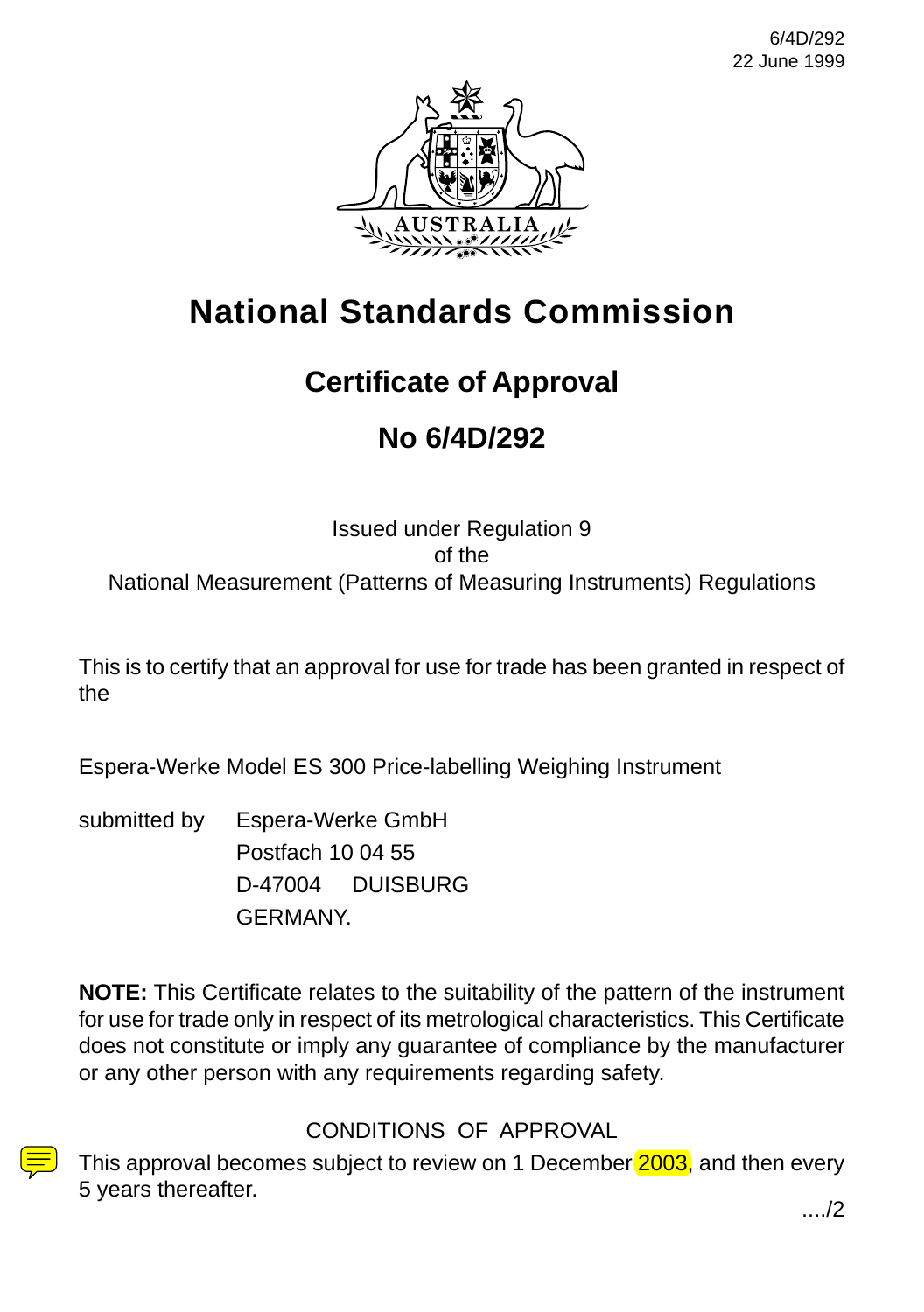# National Standards Commission

## Certificate of Approval

## No 6/4D/292

Issued under Regulation 9
of the
National Measurement (Patterns of Measuring Instruments) Regulations

This is to certify that an approval for use for trade has been granted in respect of the

Espera-Werke Model ES 300 Price-labelling Weighing Instrument

submitted by Espera-Werke GmbH
Postfach 10 04 55
D-47004 DUISBURG
GERMANY.

**NOTE:** This Certificate relates to the suitability of the pattern of the instrument for use for trade only in respect of its metrological characteristics. This Certificate does not constitute or imply any guarantee of compliance by the manufacturer or any other person with any requirements regarding safety.

CONDITIONS OF APPROVAL

This approval becomes subject to review on 1 December 2003, and then every 5 years thereafter.

..../2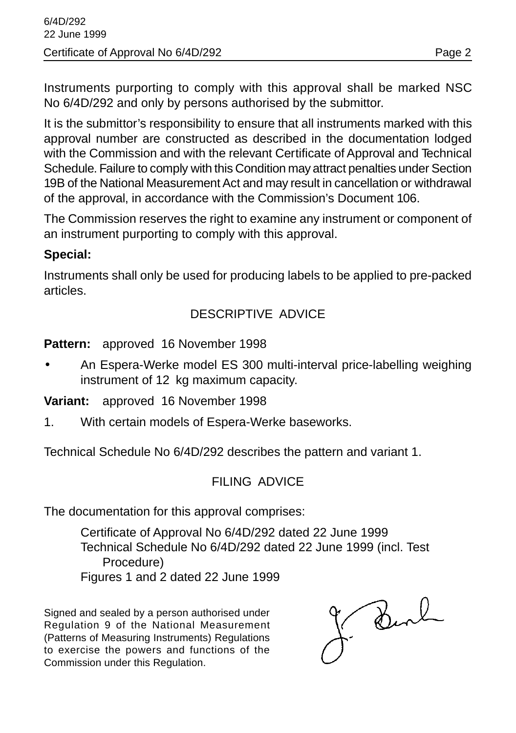Instruments purporting to comply with this approval shall be marked NSC No 6/4D/292 and only by persons authorised by the submittor.

It is the submittor's responsibility to ensure that all instruments marked with this approval number are constructed as described in the documentation lodged with the Commission and with the relevant Certificate of Approval and Technical Schedule. Failure to comply with this Condition may attract penalties under Section 19B of the National Measurement Act and may result in cancellation or withdrawal of the approval, in accordance with the Commission's Document 106.

The Commission reserves the right to examine any instrument or component of an instrument purporting to comply with this approval.

**Special:**

Instruments shall only be used for producing labels to be applied to pre-packed articles.

## DESCRIPTIVE ADVICE

**Pattern:** approved 16 November 1998

- An Espera-Werke model ES 300 multi-interval price-labelling weighing instrument of 12 kg maximum capacity.

**Variant:** approved 16 November 1998

1. With certain models of Espera-Werke baseworks.

Technical Schedule No 6/4D/292 describes the pattern and variant 1.

## FILING ADVICE

The documentation for this approval comprises:

Certificate of Approval No 6/4D/292 dated 22 June 1999
Technical Schedule No 6/4D/292 dated 22 June 1999 (incl. Test Procedure)
Figures 1 and 2 dated 22 June 1999

Signed and sealed by a person authorised under Regulation 9 of the National Measurement (Patterns of Measuring Instruments) Regulations to exercise the powers and functions of the Commission under this Regulation.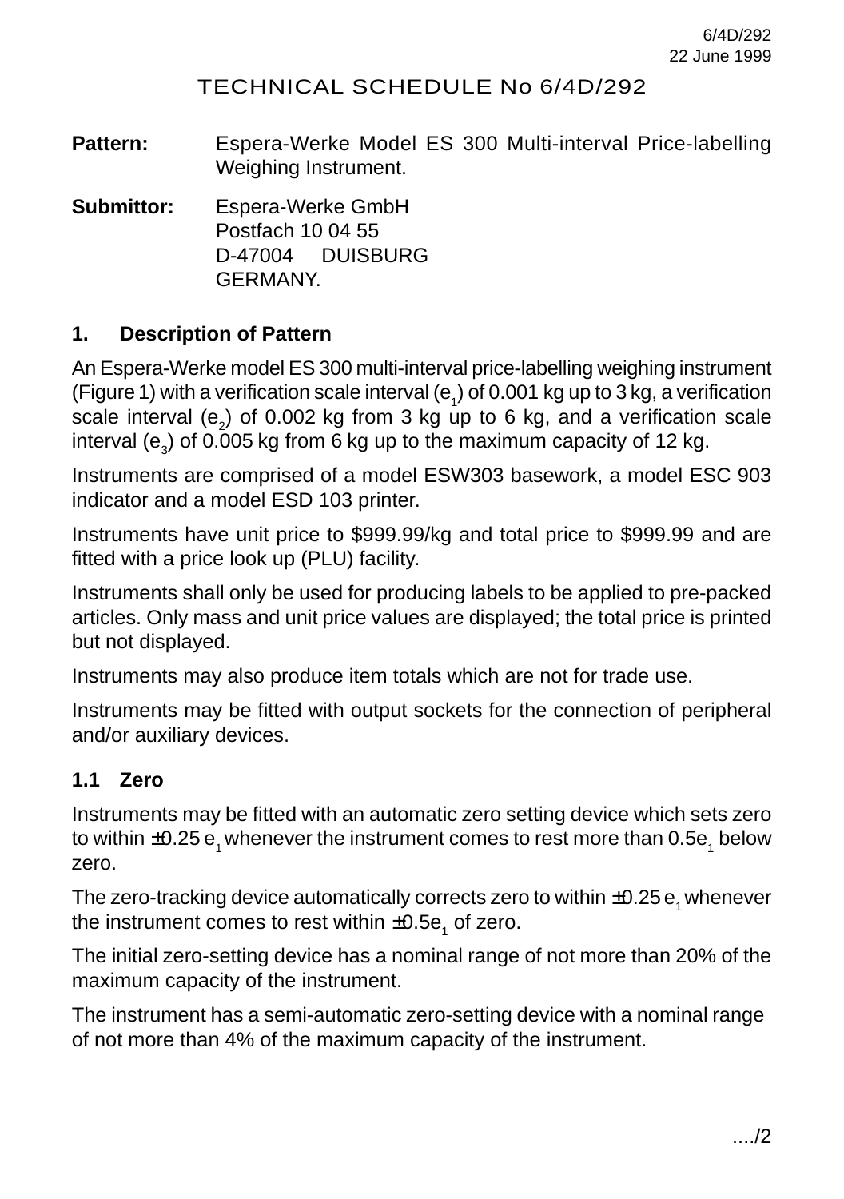6/4D/292
22 June 1999

# TECHNICAL SCHEDULE No 6/4D/292

**Pattern:** Espera-Werke Model ES 300 Multi-interval Price-labelling Weighing Instrument.

**Submittor:** Espera-Werke GmbH
Postfach 10 04 55
D-47004 DUISBURG
GERMANY.

## 1. Description of Pattern

An Espera-Werke model ES 300 multi-interval price-labelling weighing instrument (Figure 1) with a verification scale interval ($e_1$) of 0.001 kg up to 3 kg, a verification scale interval ($e_2$) of 0.002 kg from 3 kg up to 6 kg, and a verification scale interval ($e_3$) of 0.005 kg from 6 kg up to the maximum capacity of 12 kg.

Instruments are comprised of a model ESW303 basework, a model ESC 903 indicator and a model ESD 103 printer.

Instruments have unit price to $999.99/kg and total price to $999.99 and are fitted with a price look up (PLU) facility.

Instruments shall only be used for producing labels to be applied to pre-packed articles. Only mass and unit price values are displayed; the total price is printed but not displayed.

Instruments may also produce item totals which are not for trade use.

Instruments may be fitted with output sockets for the connection of peripheral and/or auxiliary devices.

### 1.1 Zero

Instruments may be fitted with an automatic zero setting device which sets zero to within $\pm 0.25\ e_1$ whenever the instrument comes to rest more than $0.5e_1$ below zero.

The zero-tracking device automatically corrects zero to within $\pm 0.25\ e_1$ whenever the instrument comes to rest within $\pm 0.5e_1$ of zero.

The initial zero-setting device has a nominal range of not more than 20% of the maximum capacity of the instrument.

The instrument has a semi-automatic zero-setting device with a nominal range of not more than 4% of the maximum capacity of the instrument.

..../2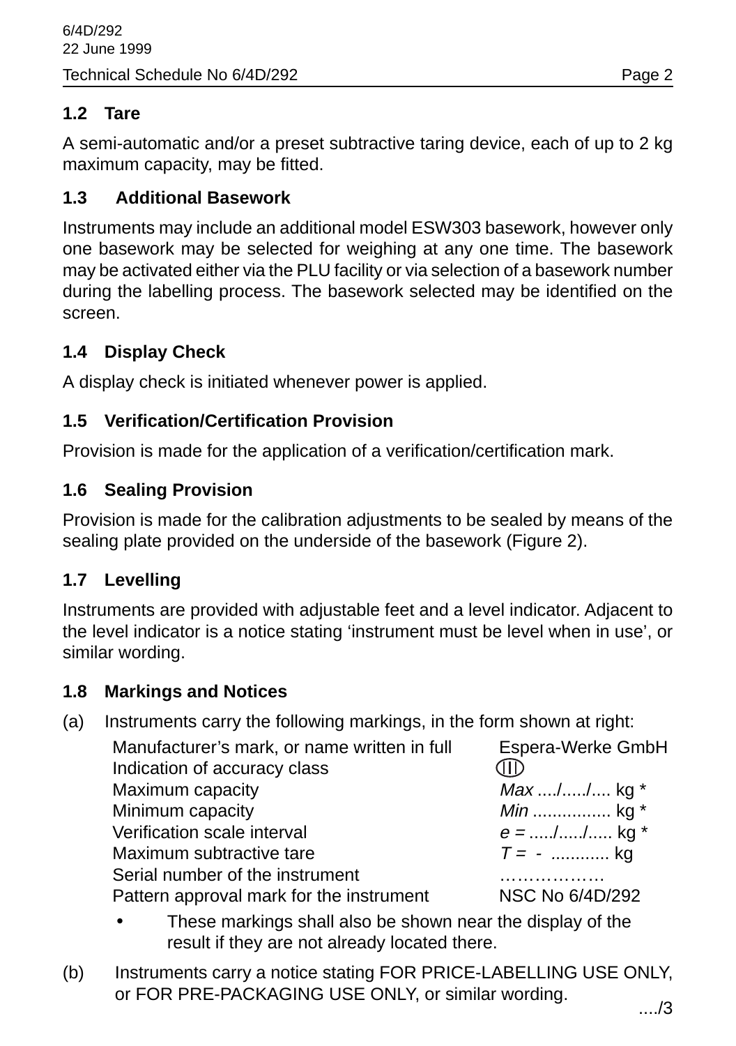## 1.2 Tare

A semi-automatic and/or a preset subtractive taring device, each of up to 2 kg maximum capacity, may be fitted.

## 1.3 Additional Basework

Instruments may include an additional model ESW303 basework, however only one basework may be selected for weighing at any one time. The basework may be activated either via the PLU facility or via selection of a basework number during the labelling process. The basework selected may be identified on the screen.

## 1.4 Display Check

A display check is initiated whenever power is applied.

## 1.5 Verification/Certification Provision

Provision is made for the application of a verification/certification mark.

## 1.6 Sealing Provision

Provision is made for the calibration adjustments to be sealed by means of the sealing plate provided on the underside of the basework (Figure 2).

## 1.7 Levelling

Instruments are provided with adjustable feet and a level indicator. Adjacent to the level indicator is a notice stating ‘instrument must be level when in use’, or similar wording.

## 1.8 Markings and Notices

(a) Instruments carry the following markings, in the form shown at right:

| | |
|---|---|
| Manufacturer’s mark, or name written in full | Espera-Werke GmbH |
| Indication of accuracy class | (III) |
| Maximum capacity | *Max* ..../...../.... kg * |
| Minimum capacity | *Min* ................ kg * |
| Verification scale interval | *e =* ...../...../..... kg * |
| Maximum subtractive tare | *T =* - ............ kg |
| Serial number of the instrument | ……………… |
| Pattern approval mark for the instrument | NSC No 6/4D/292 |

- These markings shall also be shown near the display of the result if they are not already located there.

(b) Instruments carry a notice stating FOR PRICE-LABELLING USE ONLY, or FOR PRE-PACKAGING USE ONLY, or similar wording.

..../3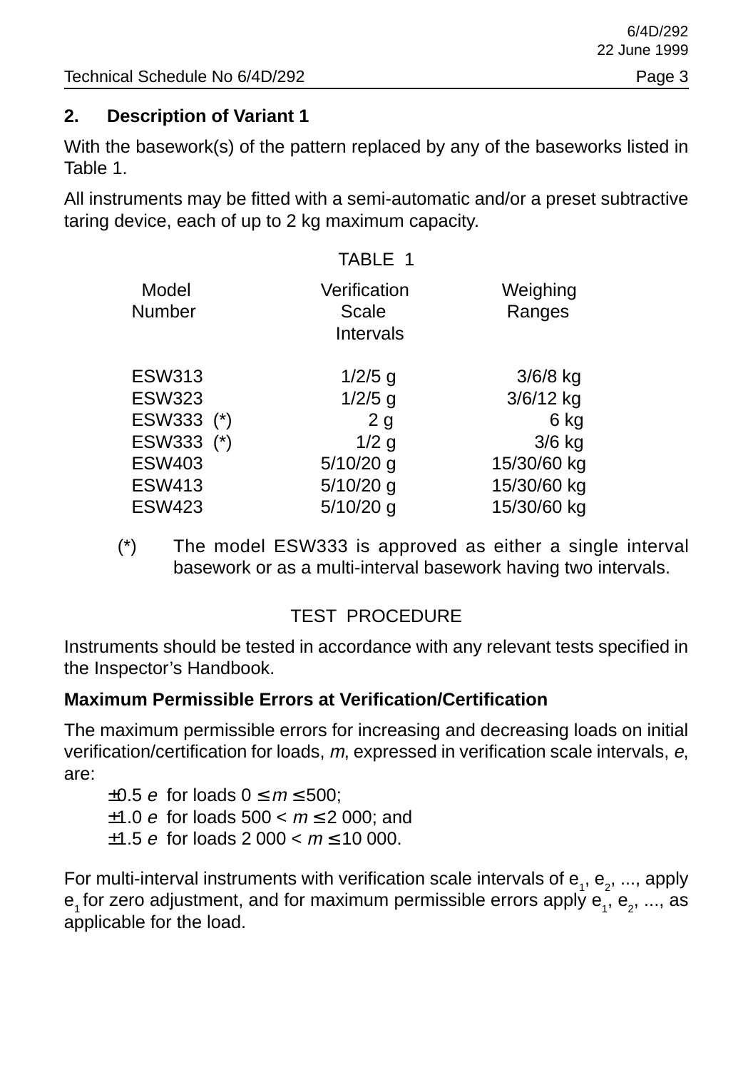## 2. Description of Variant 1

With the basework(s) of the pattern replaced by any of the baseworks listed in Table 1.

All instruments may be fitted with a semi-automatic and/or a preset subtractive taring device, each of up to 2 kg maximum capacity.

TABLE 1

| Model Number | Verification Scale Intervals | Weighing Ranges |
|---|---|---|
| ESW313 | 1/2/5 g | 3/6/8 kg |
| ESW323 | 1/2/5 g | 3/6/12 kg |
| ESW333 (*) | 2 g | 6 kg |
| ESW333 (*) | 1/2 g | 3/6 kg |
| ESW403 | 5/10/20 g | 15/30/60 kg |
| ESW413 | 5/10/20 g | 15/30/60 kg |
| ESW423 | 5/10/20 g | 15/30/60 kg |

(*) The model ESW333 is approved as either a single interval basework or as a multi-interval basework having two intervals.

TEST PROCEDURE

Instruments should be tested in accordance with any relevant tests specified in the Inspector's Handbook.

**Maximum Permissible Errors at Verification/Certification**

The maximum permissible errors for increasing and decreasing loads on initial verification/certification for loads, *m*, expressed in verification scale intervals, *e*, are:

$\pm 0.5\ e$ for loads $0 \leq m \leq 500$;
$\pm 1.0\ e$ for loads $500 < m \leq 2\ 000$; and
$\pm 1.5\ e$ for loads $2\ 000 < m \leq 10\ 000$.

For multi-interval instruments with verification scale intervals of $e_1$, $e_2$, ..., apply $e_1$ for zero adjustment, and for maximum permissible errors apply $e_1$, $e_2$, ..., as applicable for the load.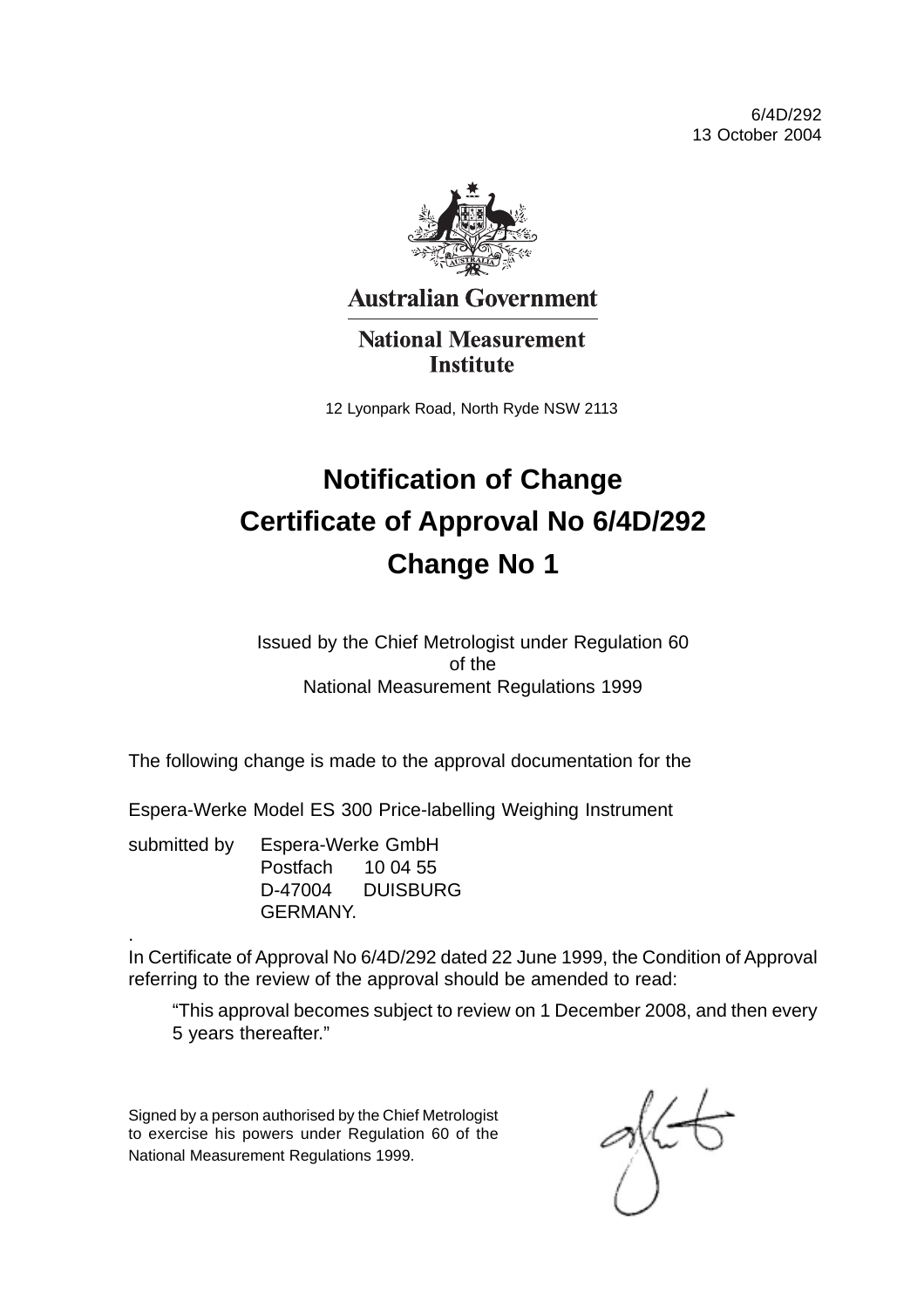6/4D/292
13 October 2004

**Australian Government**

**National Measurement Institute**

12 Lyonpark Road, North Ryde NSW 2113

# Notification of Change
# Certificate of Approval No 6/4D/292
# Change No 1

Issued by the Chief Metrologist under Regulation 60
of the
National Measurement Regulations 1999

The following change is made to the approval documentation for the

Espera-Werke Model ES 300 Price-labelling Weighing Instrument

submitted by Espera-Werke GmbH
Postfach 10 04 55
D-47004 DUISBURG
GERMANY.

In Certificate of Approval No 6/4D/292 dated 22 June 1999, the Condition of Approval referring to the review of the approval should be amended to read:

> "This approval becomes subject to review on 1 December 2008, and then every 5 years thereafter."

Signed by a person authorised by the Chief Metrologist to exercise his powers under Regulation 60 of the National Measurement Regulations 1999.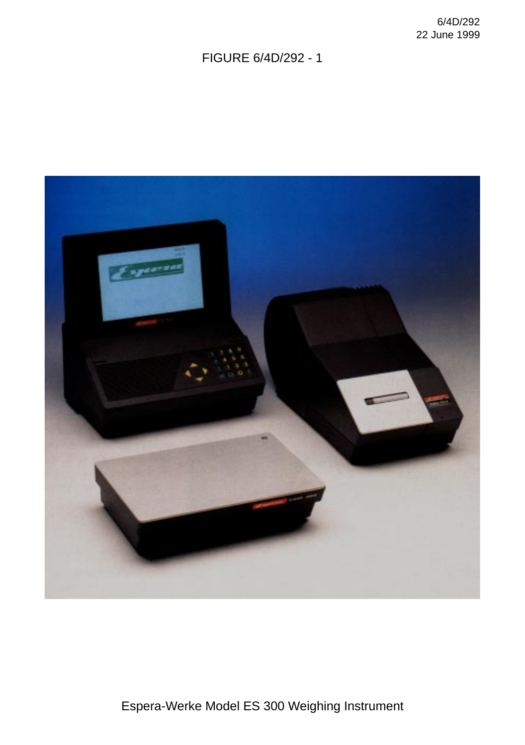FIGURE 6/4D/292 - 1

Espera-Werke Model ES 300 Weighing Instrument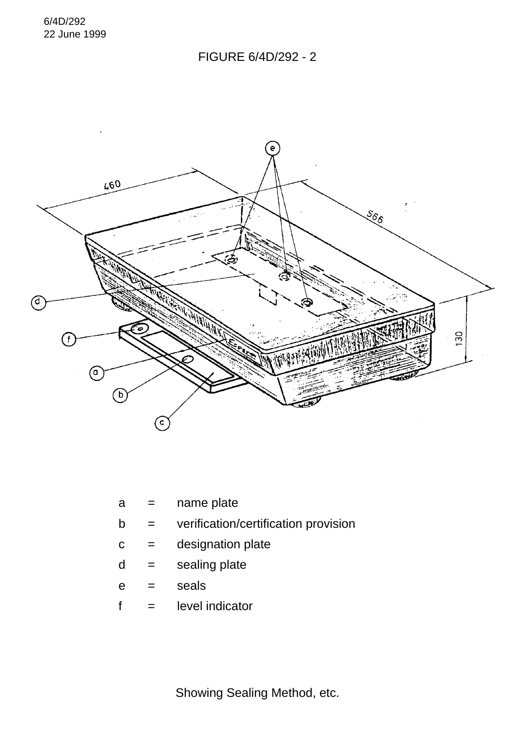FIGURE 6/4D/292 - 2

460

566

130

a = name plate

b = verification/certification provision

c = designation plate

d = sealing plate

e = seals

f = level indicator

Showing Sealing Method, etc.